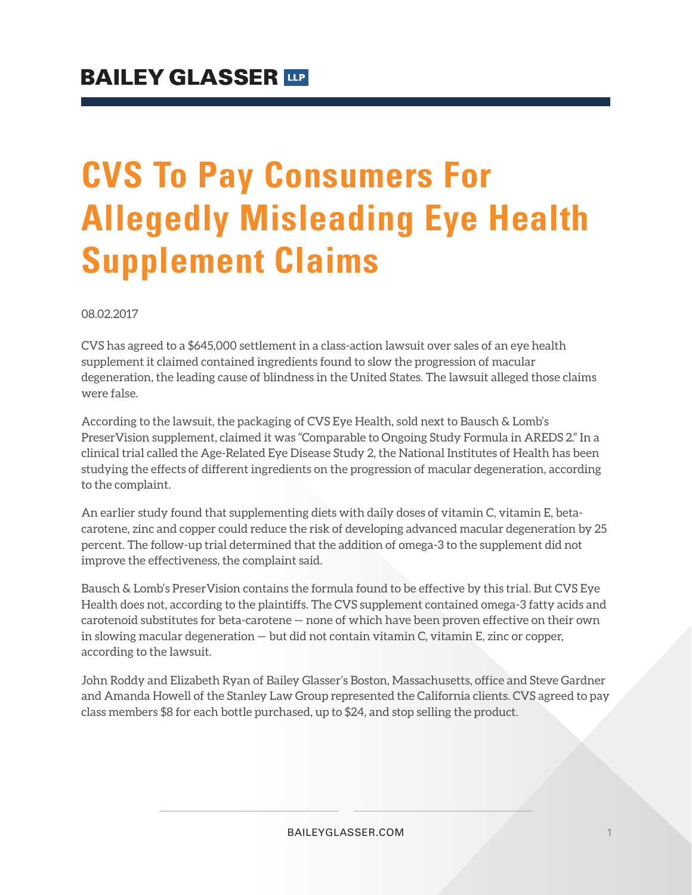BAILEY GLASSER LLP

# CVS To Pay Consumers For Allegedly Misleading Eye Health Supplement Claims

08.02.2017

CVS has agreed to a $645,000 settlement in a class-action lawsuit over sales of an eye health supplement it claimed contained ingredients found to slow the progression of macular degeneration, the leading cause of blindness in the United States. The lawsuit alleged those claims were false.

According to the lawsuit, the packaging of CVS Eye Health, sold next to Bausch & Lomb's PreserVision supplement, claimed it was "Comparable to Ongoing Study Formula in AREDS 2." In a clinical trial called the Age-Related Eye Disease Study 2, the National Institutes of Health has been studying the effects of different ingredients on the progression of macular degeneration, according to the complaint.

An earlier study found that supplementing diets with daily doses of vitamin C, vitamin E, beta-carotene, zinc and copper could reduce the risk of developing advanced macular degeneration by 25 percent. The follow-up trial determined that the addition of omega-3 to the supplement did not improve the effectiveness, the complaint said.

Bausch & Lomb's PreserVision contains the formula found to be effective by this trial. But CVS Eye Health does not, according to the plaintiffs. The CVS supplement contained omega-3 fatty acids and carotenoid substitutes for beta-carotene — none of which have been proven effective on their own in slowing macular degeneration — but did not contain vitamin C, vitamin E, zinc or copper, according to the lawsuit.

John Roddy and Elizabeth Ryan of Bailey Glasser's Boston, Massachusetts, office and Steve Gardner and Amanda Howell of the Stanley Law Group represented the California clients. CVS agreed to pay class members $8 for each bottle purchased, up to $24, and stop selling the product.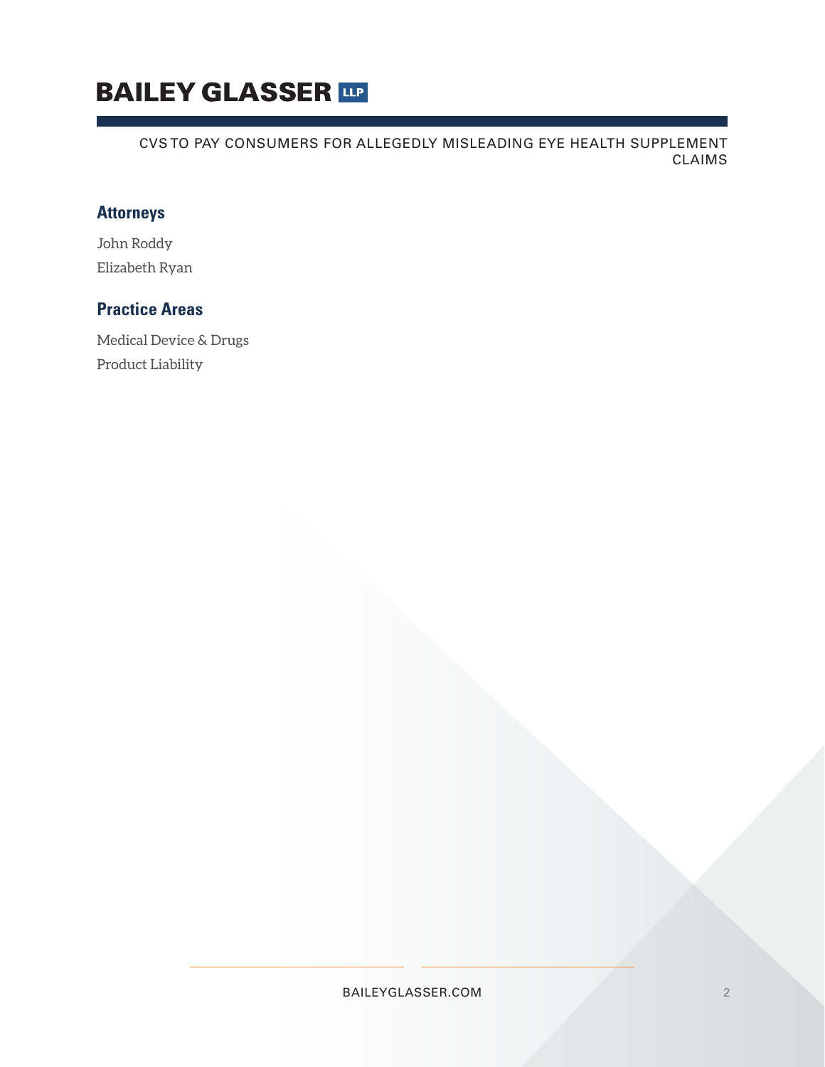## Attorneys

John Roddy

Elizabeth Ryan

## Practice Areas

Medical Device & Drugs

Product Liability